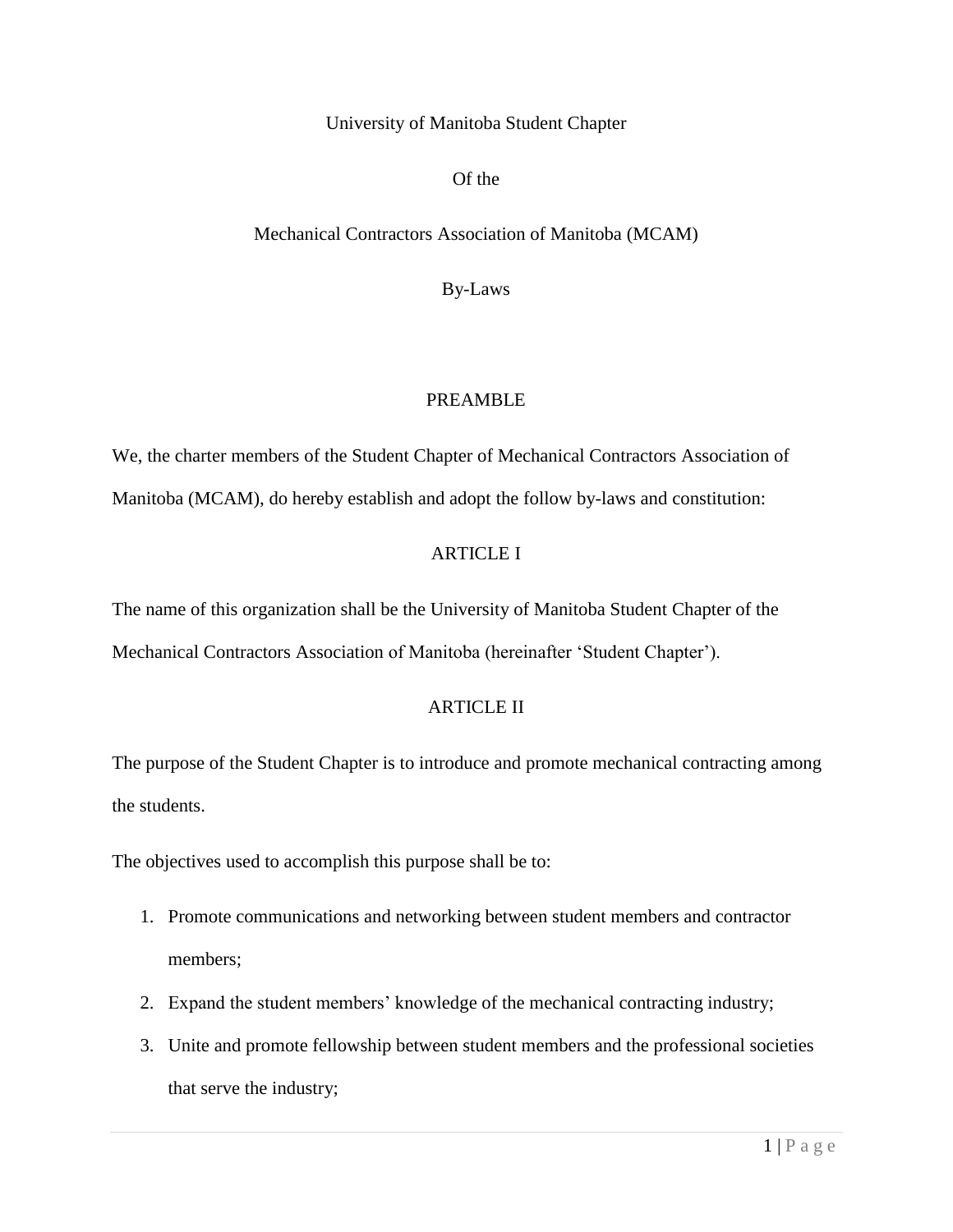# University of Manitoba Student Chapter

# Of the

# Mechanical Contractors Association of Manitoba (MCAM)

# By-Laws

## PREAMBLE

We, the charter members of the Student Chapter of Mechanical Contractors Association of Manitoba (MCAM), do hereby establish and adopt the follow by-laws and constitution:

## ARTICLE I

The name of this organization shall be the University of Manitoba Student Chapter of the Mechanical Contractors Association of Manitoba (hereinafter 'Student Chapter').

## ARTICLE II

The purpose of the Student Chapter is to introduce and promote mechanical contracting among the students.

The objectives used to accomplish this purpose shall be to:

1. Promote communications and networking between student members and contractor members;
2. Expand the student members' knowledge of the mechanical contracting industry;
3. Unite and promote fellowship between student members and the professional societies that serve the industry;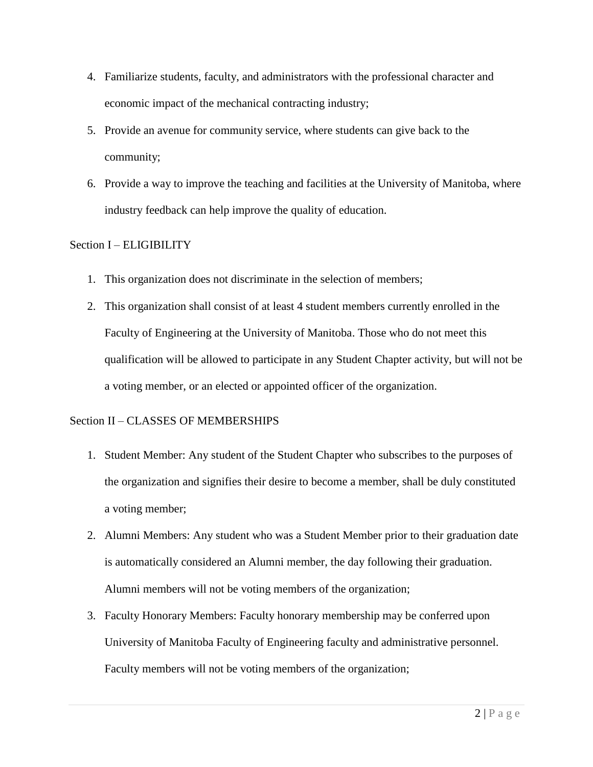4. Familiarize students, faculty, and administrators with the professional character and economic impact of the mechanical contracting industry;
5. Provide an avenue for community service, where students can give back to the community;
6. Provide a way to improve the teaching and facilities at the University of Manitoba, where industry feedback can help improve the quality of education.

Section I – ELIGIBILITY

1. This organization does not discriminate in the selection of members;
2. This organization shall consist of at least 4 student members currently enrolled in the Faculty of Engineering at the University of Manitoba. Those who do not meet this qualification will be allowed to participate in any Student Chapter activity, but will not be a voting member, or an elected or appointed officer of the organization.

Section II – CLASSES OF MEMBERSHIPS

1. Student Member: Any student of the Student Chapter who subscribes to the purposes of the organization and signifies their desire to become a member, shall be duly constituted a voting member;
2. Alumni Members: Any student who was a Student Member prior to their graduation date is automatically considered an Alumni member, the day following their graduation. Alumni members will not be voting members of the organization;
3. Faculty Honorary Members: Faculty honorary membership may be conferred upon University of Manitoba Faculty of Engineering faculty and administrative personnel. Faculty members will not be voting members of the organization;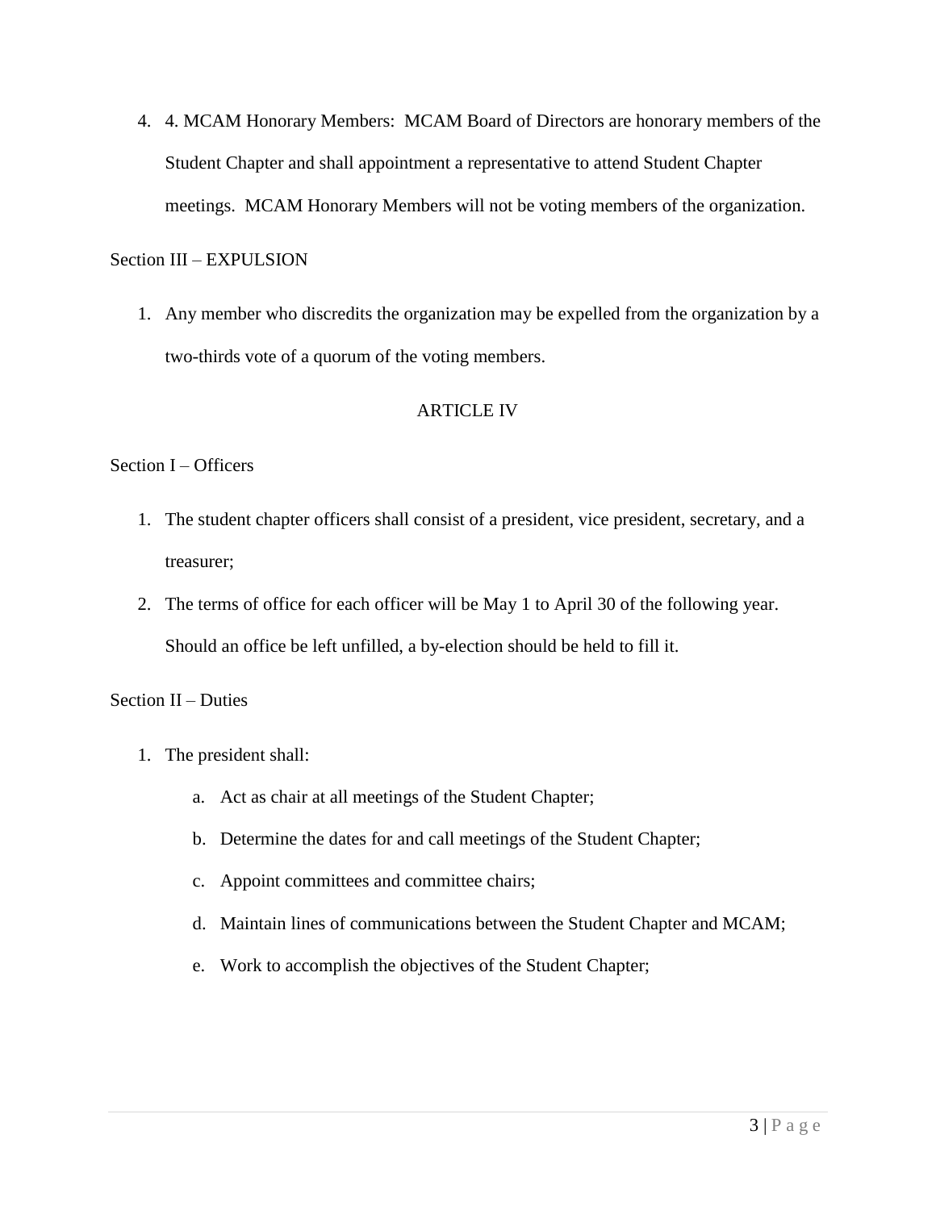4. 4. MCAM Honorary Members: MCAM Board of Directors are honorary members of the Student Chapter and shall appointment a representative to attend Student Chapter meetings. MCAM Honorary Members will not be voting members of the organization.

Section III – EXPULSION

1. Any member who discredits the organization may be expelled from the organization by a two-thirds vote of a quorum of the voting members.

## ARTICLE IV

Section I – Officers

1. The student chapter officers shall consist of a president, vice president, secretary, and a treasurer;
2. The terms of office for each officer will be May 1 to April 30 of the following year. Should an office be left unfilled, a by-election should be held to fill it.

Section II – Duties

1. The president shall:
   a. Act as chair at all meetings of the Student Chapter;
   b. Determine the dates for and call meetings of the Student Chapter;
   c. Appoint committees and committee chairs;
   d. Maintain lines of communications between the Student Chapter and MCAM;
   e. Work to accomplish the objectives of the Student Chapter;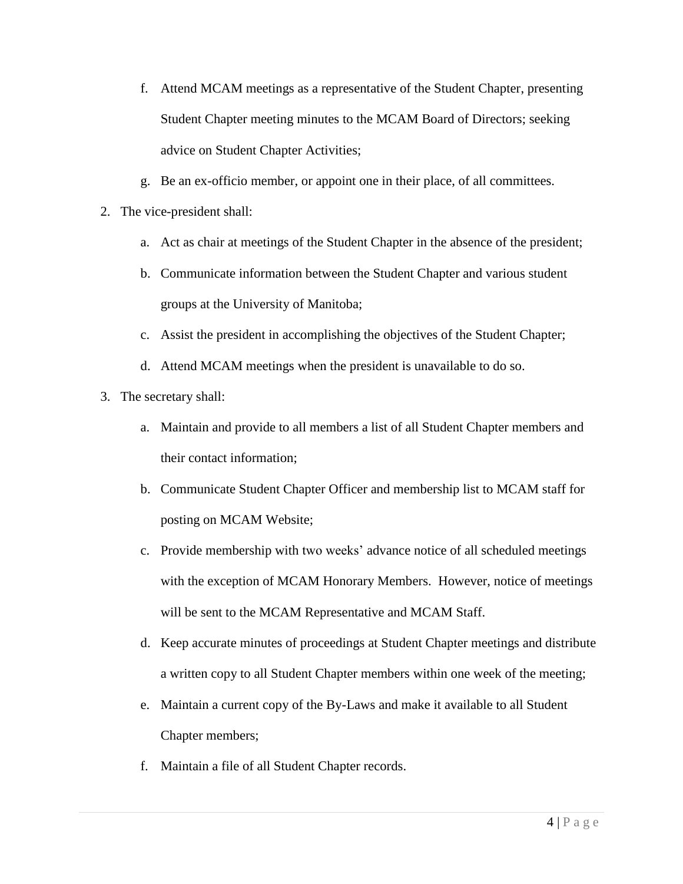f. Attend MCAM meetings as a representative of the Student Chapter, presenting Student Chapter meeting minutes to the MCAM Board of Directors; seeking advice on Student Chapter Activities;
   g. Be an ex-officio member, or appoint one in their place, of all committees.

2. The vice-president shall:
   a. Act as chair at meetings of the Student Chapter in the absence of the president;
   b. Communicate information between the Student Chapter and various student groups at the University of Manitoba;
   c. Assist the president in accomplishing the objectives of the Student Chapter;
   d. Attend MCAM meetings when the president is unavailable to do so.

3. The secretary shall:
   a. Maintain and provide to all members a list of all Student Chapter members and their contact information;
   b. Communicate Student Chapter Officer and membership list to MCAM staff for posting on MCAM Website;
   c. Provide membership with two weeks' advance notice of all scheduled meetings with the exception of MCAM Honorary Members. However, notice of meetings will be sent to the MCAM Representative and MCAM Staff.
   d. Keep accurate minutes of proceedings at Student Chapter meetings and distribute a written copy to all Student Chapter members within one week of the meeting;
   e. Maintain a current copy of the By-Laws and make it available to all Student Chapter members;
   f. Maintain a file of all Student Chapter records.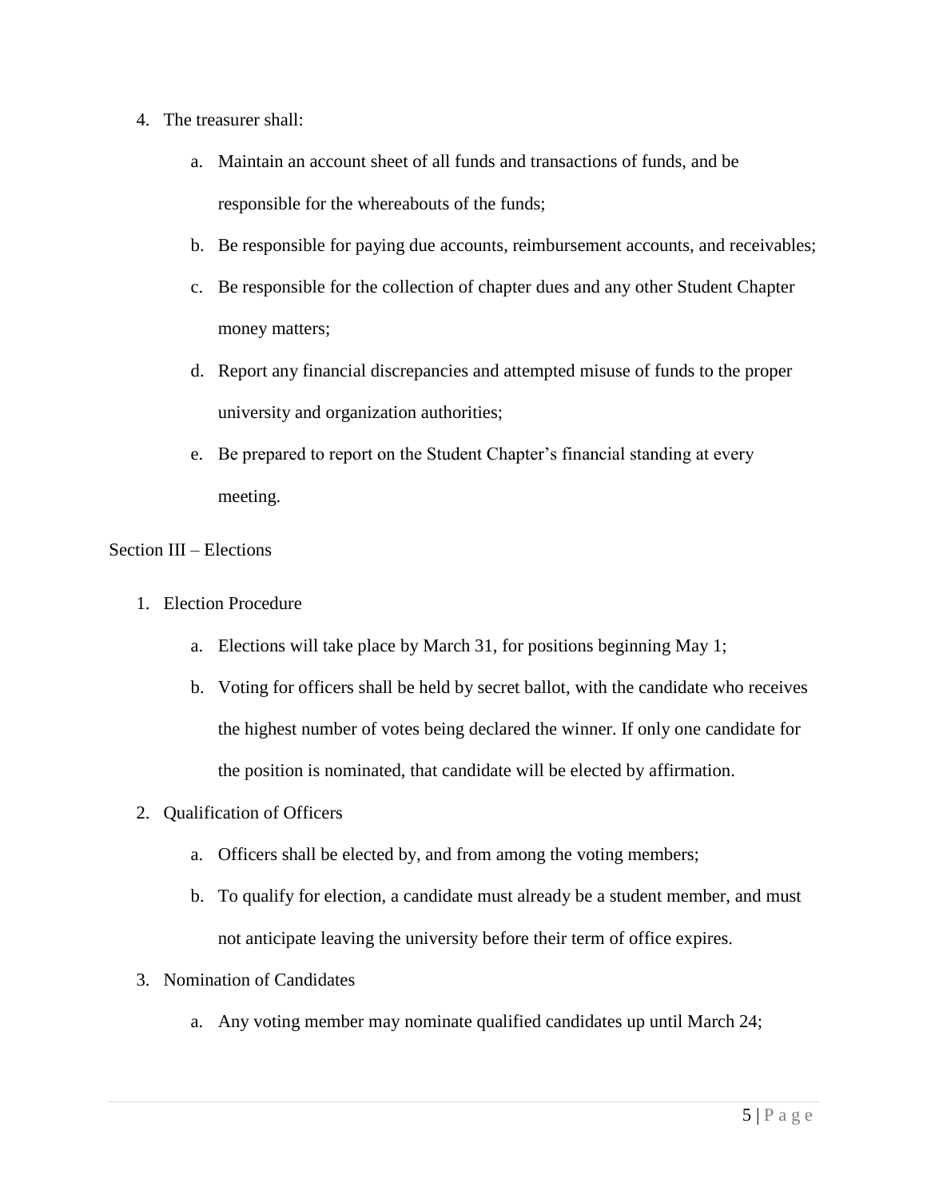4. The treasurer shall:
   a. Maintain an account sheet of all funds and transactions of funds, and be responsible for the whereabouts of the funds;
   b. Be responsible for paying due accounts, reimbursement accounts, and receivables;
   c. Be responsible for the collection of chapter dues and any other Student Chapter money matters;
   d. Report any financial discrepancies and attempted misuse of funds to the proper university and organization authorities;
   e. Be prepared to report on the Student Chapter's financial standing at every meeting.

Section III – Elections

1. Election Procedure
   a. Elections will take place by March 31, for positions beginning May 1;
   b. Voting for officers shall be held by secret ballot, with the candidate who receives the highest number of votes being declared the winner. If only one candidate for the position is nominated, that candidate will be elected by affirmation.
2. Qualification of Officers
   a. Officers shall be elected by, and from among the voting members;
   b. To qualify for election, a candidate must already be a student member, and must not anticipate leaving the university before their term of office expires.
3. Nomination of Candidates
   a. Any voting member may nominate qualified candidates up until March 24;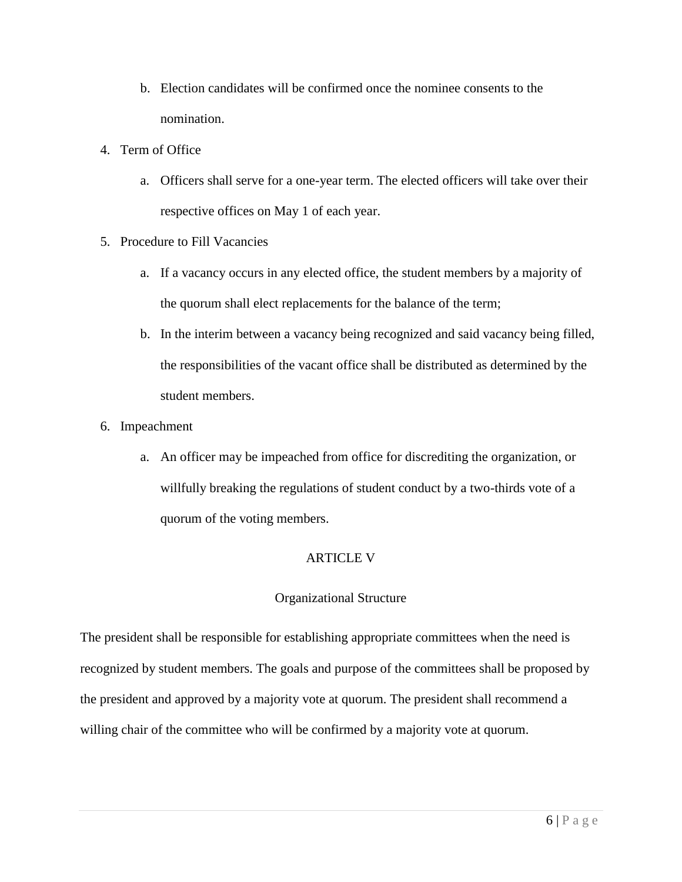b. Election candidates will be confirmed once the nominee consents to the nomination.

4. Term of Office
   a. Officers shall serve for a one-year term. The elected officers will take over their respective offices on May 1 of each year.

5. Procedure to Fill Vacancies
   a. If a vacancy occurs in any elected office, the student members by a majority of the quorum shall elect replacements for the balance of the term;
   b. In the interim between a vacancy being recognized and said vacancy being filled, the responsibilities of the vacant office shall be distributed as determined by the student members.

6. Impeachment
   a. An officer may be impeached from office for discrediting the organization, or willfully breaking the regulations of student conduct by a two-thirds vote of a quorum of the voting members.

## ARTICLE V

### Organizational Structure

The president shall be responsible for establishing appropriate committees when the need is recognized by student members. The goals and purpose of the committees shall be proposed by the president and approved by a majority vote at quorum. The president shall recommend a willing chair of the committee who will be confirmed by a majority vote at quorum.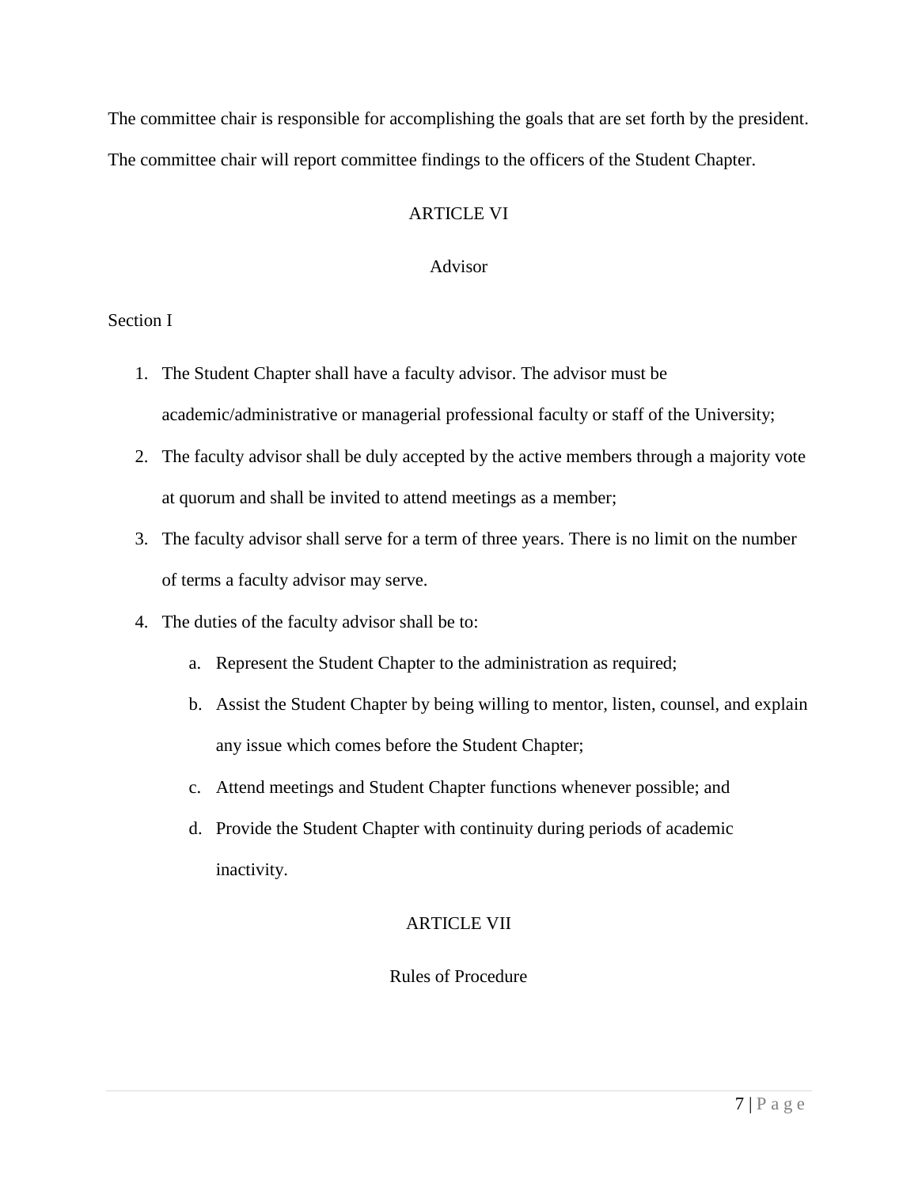The committee chair is responsible for accomplishing the goals that are set forth by the president. The committee chair will report committee findings to the officers of the Student Chapter.

## ARTICLE VI

## Advisor

Section I

1. The Student Chapter shall have a faculty advisor. The advisor must be academic/administrative or managerial professional faculty or staff of the University;
2. The faculty advisor shall be duly accepted by the active members through a majority vote at quorum and shall be invited to attend meetings as a member;
3. The faculty advisor shall serve for a term of three years. There is no limit on the number of terms a faculty advisor may serve.
4. The duties of the faculty advisor shall be to:
   a. Represent the Student Chapter to the administration as required;
   b. Assist the Student Chapter by being willing to mentor, listen, counsel, and explain any issue which comes before the Student Chapter;
   c. Attend meetings and Student Chapter functions whenever possible; and
   d. Provide the Student Chapter with continuity during periods of academic inactivity.

## ARTICLE VII

## Rules of Procedure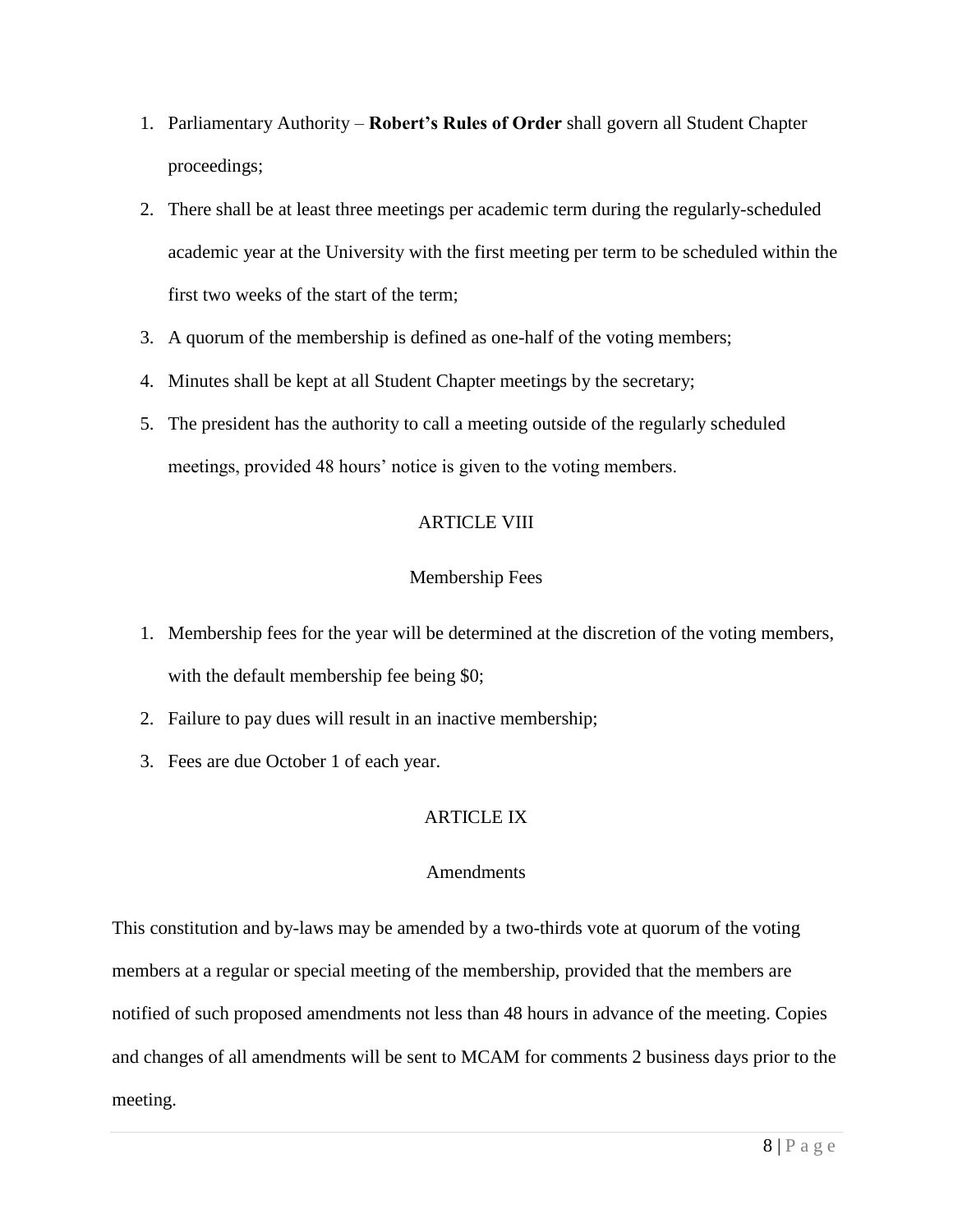1. Parliamentary Authority – **Robert's Rules of Order** shall govern all Student Chapter proceedings;
2. There shall be at least three meetings per academic term during the regularly-scheduled academic year at the University with the first meeting per term to be scheduled within the first two weeks of the start of the term;
3. A quorum of the membership is defined as one-half of the voting members;
4. Minutes shall be kept at all Student Chapter meetings by the secretary;
5. The president has the authority to call a meeting outside of the regularly scheduled meetings, provided 48 hours' notice is given to the voting members.

## ARTICLE VIII

### Membership Fees

1. Membership fees for the year will be determined at the discretion of the voting members, with the default membership fee being $0;
2. Failure to pay dues will result in an inactive membership;
3. Fees are due October 1 of each year.

## ARTICLE IX

### Amendments

This constitution and by-laws may be amended by a two-thirds vote at quorum of the voting members at a regular or special meeting of the membership, provided that the members are notified of such proposed amendments not less than 48 hours in advance of the meeting. Copies and changes of all amendments will be sent to MCAM for comments 2 business days prior to the meeting.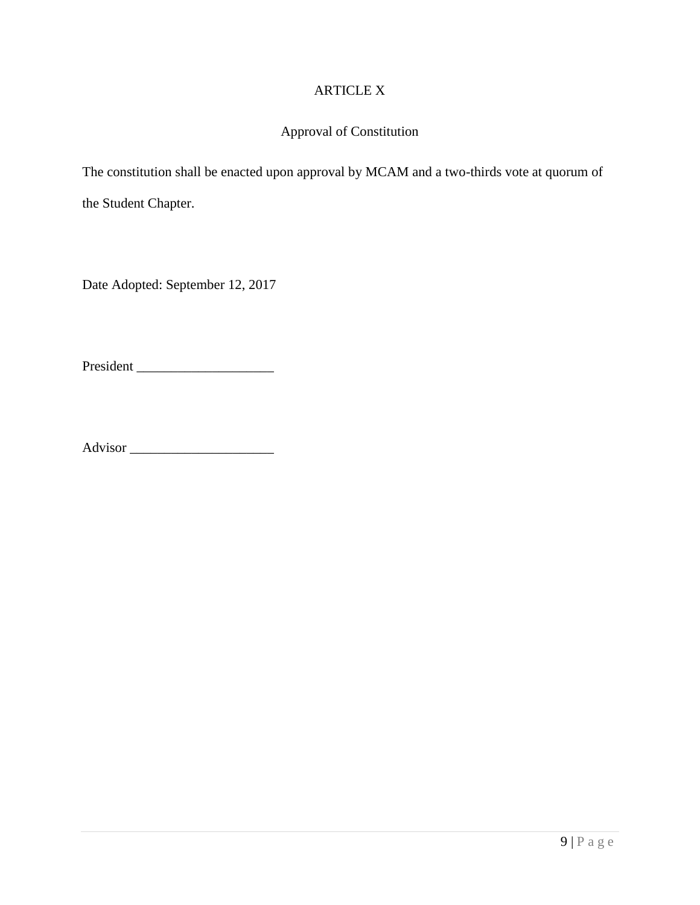## ARTICLE X

### Approval of Constitution

The constitution shall be enacted upon approval by MCAM and a two-thirds vote at quorum of the Student Chapter.

Date Adopted: September 12, 2017

President ____________________

Advisor _____________________